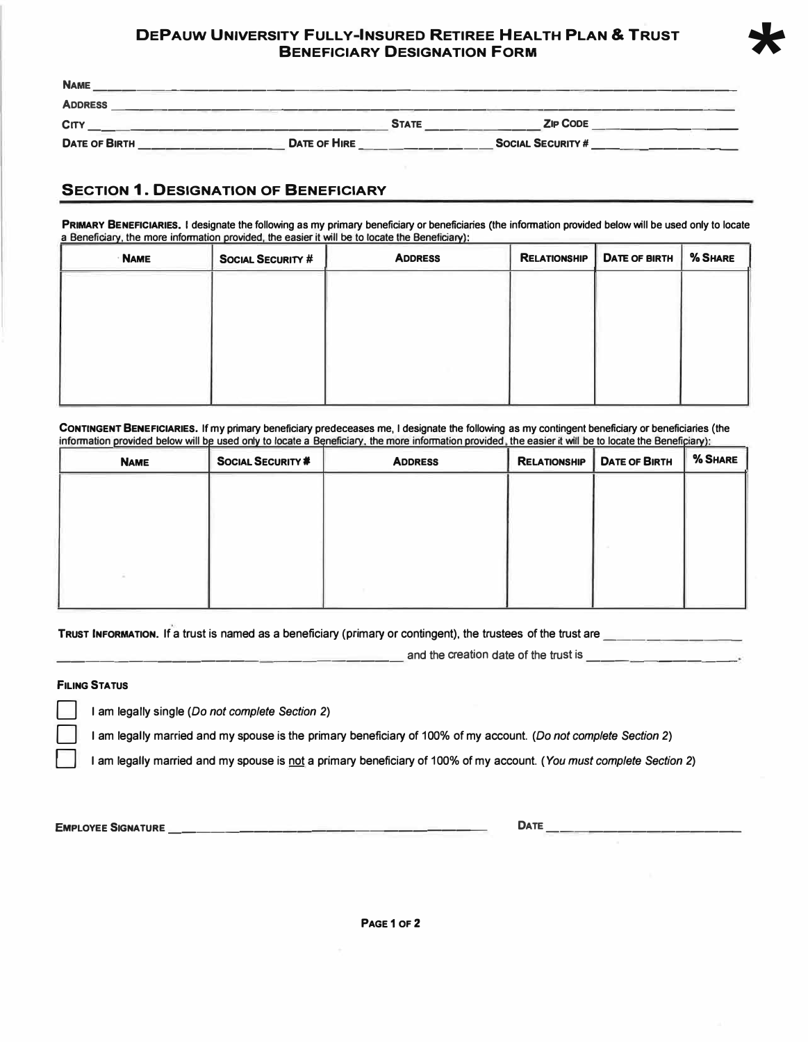# DePauw University Fully-Insured Retiree Health Plan & Trust Beneficiary Designation Form

*

**Name** ______________________________________________

**Address** ______________________________________________

**City** ______________________ **State** __________ **Zip Code** __________

**Date of Birth** ______________ **Date of Hire** ______________ **Social Security #** ______________

## Section 1. Designation of Beneficiary

**Primary Beneficiaries.** I designate the following as my primary beneficiary or beneficiaries (the information provided below will be used only to locate a Beneficiary, the more information provided, the easier it will be to locate the Beneficiary):

| Name | Social Security # | Address | Relationship | Date of Birth | % Share |
|---|---|---|---|---|---|
| | | | | | |

**Contingent Beneficiaries.** If my primary beneficiary predeceases me, I designate the following as my contingent beneficiary or beneficiaries (the information provided below will be used only to locate a Beneficiary, the more information provided, the easier it will be to locate the Beneficiary):

| Name | Social Security # | Address | Relationship | Date of Birth | % Share |
|---|---|---|---|---|---|
| | | | | | |

**Trust Information.** If a trust is named as a beneficiary (primary or contingent), the trustees of the trust are ______________________________________________ and the creation date of the trust is ______________.

**Filing Status**

- ☐ I am legally single (*Do not complete Section 2*)
- ☐ I am legally married and my spouse is the primary beneficiary of 100% of my account. (*Do not complete Section 2*)
- ☐ I am legally married and my spouse is not a primary beneficiary of 100% of my account. (*You must complete Section 2*)

**Employee Signature** ______________________________ **Date** ______________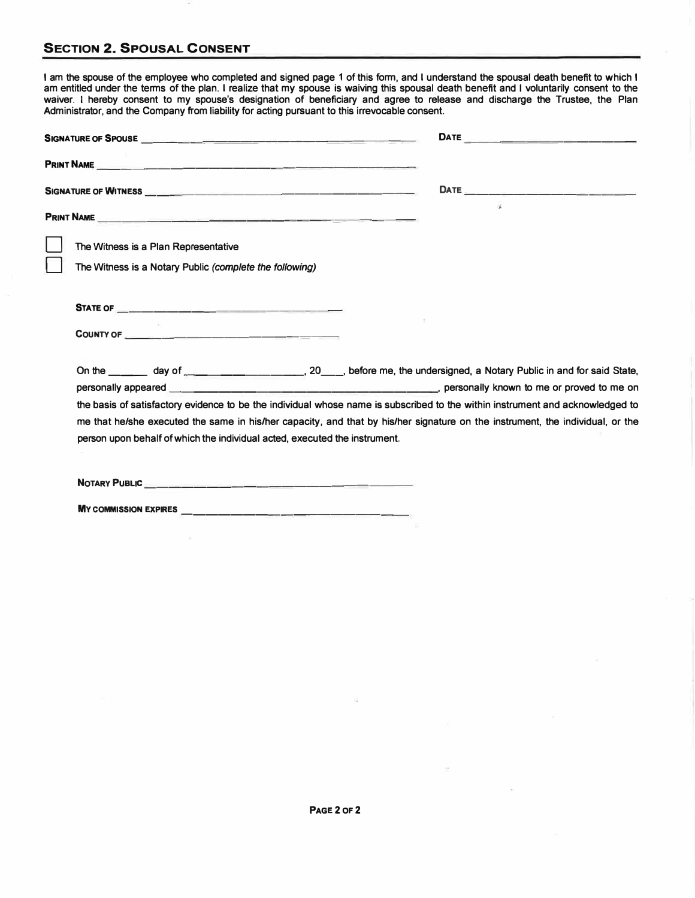## Section 2. Spousal Consent

I am the spouse of the employee who completed and signed page 1 of this form, and I understand the spousal death benefit to which I am entitled under the terms of the plan. I realize that my spouse is waiving this spousal death benefit and I voluntarily consent to the waiver. I hereby consent to my spouse's designation of beneficiary and agree to release and discharge the Trustee, the Plan Administrator, and the Company from liability for acting pursuant to this irrevocable consent.

**Signature of Spouse** ______________________________ **Date** ______________________

**Print Name** ______________________________

**Signature of Witness** ______________________________ **Date** ______________________

**Print Name** ______________________________

☐ The Witness is a Plan Representative

☐ The Witness is a Notary Public *(complete the following)*

**State of** ______________________________

**County of** ______________________________

On the _______ day of ____________________, 20____, before me, the undersigned, a Notary Public in and for said State, personally appeared ________________________________________, personally known to me or proved to me on the basis of satisfactory evidence to be the individual whose name is subscribed to the within instrument and acknowledged to me that he/she executed the same in his/her capacity, and that by his/her signature on the instrument, the individual, or the person upon behalf of which the individual acted, executed the instrument.

**Notary Public** ______________________________

**My commission expires** ______________________________